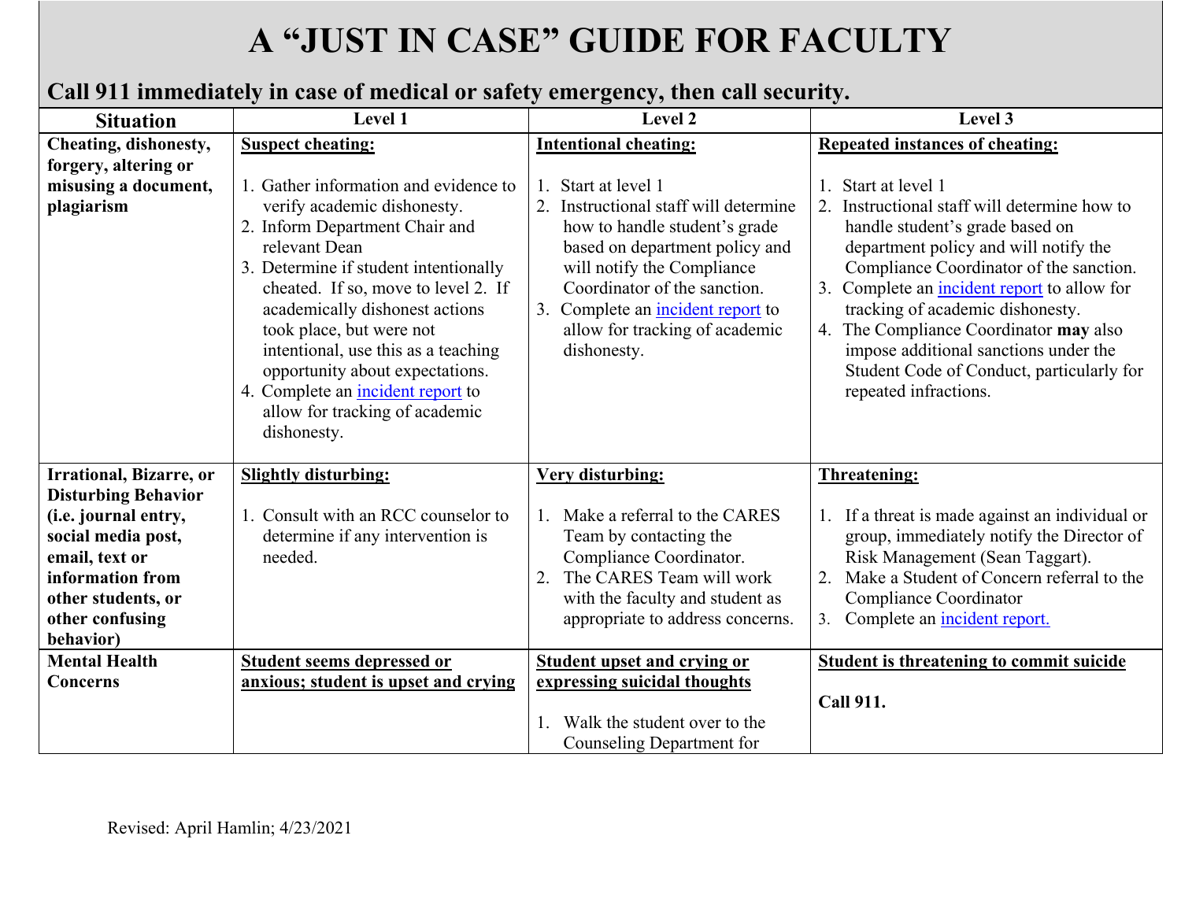# A "JUST IN CASE" GUIDE FOR FACULTY

## Call 911 immediately in case of medical or safety emergency, then call security.

| Situation | Level 1 | Level 2 | Level 3 |
|---|---|---|---|
| **Cheating, dishonesty, forgery, altering or misusing a document, plagiarism** | <u>**Suspect cheating:**</u><br><br>1. Gather information and evidence to verify academic dishonesty.<br>2. Inform Department Chair and relevant Dean<br>3. Determine if student intentionally cheated. If so, move to level 2. If academically dishonest actions took place, but were not intentional, use this as a teaching opportunity about expectations.<br>4. Complete an incident report to allow for tracking of academic dishonesty. | <u>**Intentional cheating:**</u><br><br>1. Start at level 1<br>2. Instructional staff will determine how to handle student's grade based on department policy and will notify the Compliance Coordinator of the sanction.<br>3. Complete an incident report to allow for tracking of academic dishonesty. | <u>**Repeated instances of cheating:**</u><br><br>1. Start at level 1<br>2. Instructional staff will determine how to handle student's grade based on department policy and will notify the Compliance Coordinator of the sanction.<br>3. Complete an incident report to allow for tracking of academic dishonesty.<br>4. The Compliance Coordinator **may** also impose additional sanctions under the Student Code of Conduct, particularly for repeated infractions. |
| **Irrational, Bizarre, or Disturbing Behavior (i.e. journal entry, social media post, email, text or information from other students, or other confusing behavior)** | <u>**Slightly disturbing:**</u><br><br>1. Consult with an RCC counselor to determine if any intervention is needed. | <u>**Very disturbing:**</u><br><br>1. Make a referral to the CARES Team by contacting the Compliance Coordinator.<br>2. The CARES Team will work with the faculty and student as appropriate to address concerns. | <u>**Threatening:**</u><br><br>1. If a threat is made against an individual or group, immediately notify the Director of Risk Management (Sean Taggart).<br>2. Make a Student of Concern referral to the Compliance Coordinator<br>3. Complete an incident report. |
| **Mental Health Concerns** | <u>**Student seems depressed or anxious; student is upset and crying**</u> | <u>**Student upset and crying or expressing suicidal thoughts**</u><br><br>1. Walk the student over to the Counseling Department for | <u>**Student is threatening to commit suicide**</u><br><br>**Call 911.** |

Revised: April Hamlin; 4/23/2021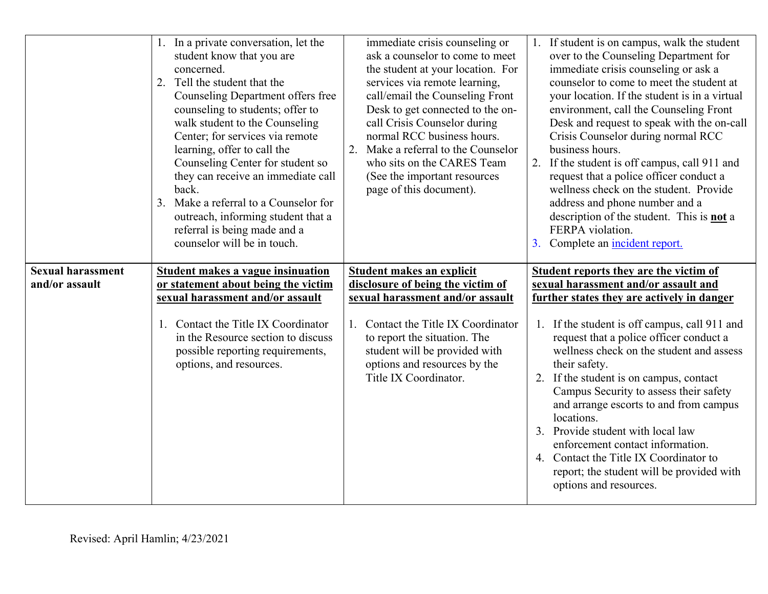| | | | |
|---|---|---|---|
| | 1. In a private conversation, let the student know that you are concerned.<br>2. Tell the student that the Counseling Department offers free counseling to students; offer to walk student to the Counseling Center; for services via remote learning, offer to call the Counseling Center for student so they can receive an immediate call back.<br>3. Make a referral to a Counselor for outreach, informing student that a referral is being made and a counselor will be in touch. | immediate crisis counseling or ask a counselor to come to meet the student at your location. For services via remote learning, call/email the Counseling Front Desk to get connected to the on-call Crisis Counselor during normal RCC business hours.<br>2. Make a referral to the Counselor who sits on the CARES Team (See the important resources page of this document). | 1. If student is on campus, walk the student over to the Counseling Department for immediate crisis counseling or ask a counselor to come to meet the student at your location. If the student is in a virtual environment, call the Counseling Front Desk and request to speak with the on-call Crisis Counselor during normal RCC business hours.<br>2. If the student is off campus, call 911 and request that a police officer conduct a wellness check on the student. Provide address and phone number and a description of the student. This is **not** a FERPA violation.<br>3. Complete an [incident report.]() |
| **Sexual harassment and/or assault** | **Student makes a vague insinuation or statement about being the victim sexual harassment and/or assault**<br><br>1. Contact the Title IX Coordinator in the Resource section to discuss possible reporting requirements, options, and resources. | **Student makes an explicit disclosure of being the victim of sexual harassment and/or assault**<br><br>1. Contact the Title IX Coordinator to report the situation. The student will be provided with options and resources by the Title IX Coordinator. | **Student reports they are the victim of sexual harassment and/or assault and further states they are actively in danger**<br><br>1. If the student is off campus, call 911 and request that a police officer conduct a wellness check on the student and assess their safety.<br>2. If the student is on campus, contact Campus Security to assess their safety and arrange escorts to and from campus locations.<br>3. Provide student with local law enforcement contact information.<br>4. Contact the Title IX Coordinator to report; the student will be provided with options and resources. |

Revised: April Hamlin; 4/23/2021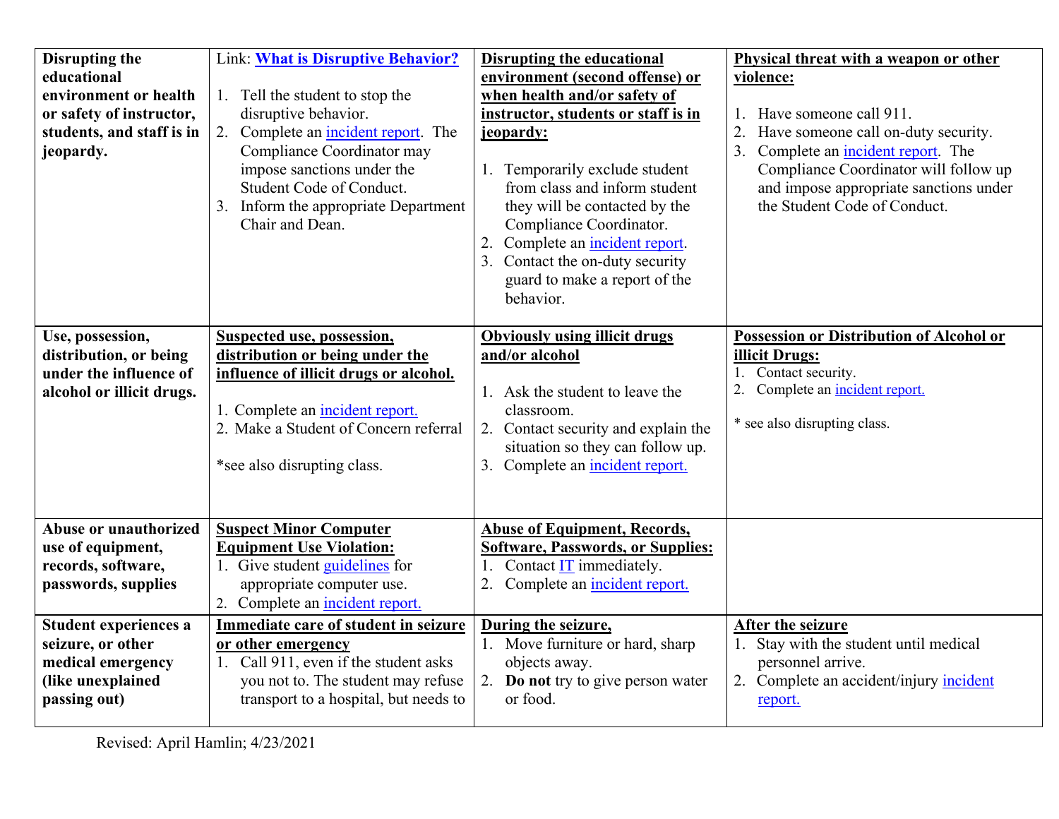| Disrupting the educational environment or health or safety of instructor, students, and staff is in jeopardy. | Link: **What is Disruptive Behavior?**<br><br>1. Tell the student to stop the disruptive behavior.<br>2. Complete an incident report. The Compliance Coordinator may impose sanctions under the Student Code of Conduct.<br>3. Inform the appropriate Department Chair and Dean. | **Disrupting the educational environment (second offense) or when health and/or safety of instructor, students or staff is in jeopardy:**<br><br>1. Temporarily exclude student from class and inform student they will be contacted by the Compliance Coordinator.<br>2. Complete an incident report.<br>3. Contact the on-duty security guard to make a report of the behavior. | **Physical threat with a weapon or other violence:**<br><br>1. Have someone call 911.<br>2. Have someone call on-duty security.<br>3. Complete an incident report. The Compliance Coordinator will follow up and impose appropriate sanctions under the Student Code of Conduct. |
|---|---|---|---|
| **Use, possession, distribution, or being under the influence of alcohol or illicit drugs.** | **Suspected use, possession, distribution or being under the influence of illicit drugs or alcohol.**<br><br>1. Complete an incident report.<br>2. Make a Student of Concern referral<br><br>*see also disrupting class. | **Obviously using illicit drugs and/or alcohol**<br><br>1. Ask the student to leave the classroom.<br>2. Contact security and explain the situation so they can follow up.<br>3. Complete an incident report. | **Possession or Distribution of Alcohol or illicit Drugs:**<br>1. Contact security.<br>2. Complete an incident report.<br><br>* see also disrupting class. |
| **Abuse or unauthorized use of equipment, records, software, passwords, supplies** | **Suspect Minor Computer Equipment Use Violation:**<br>1. Give student guidelines for appropriate computer use.<br>2. Complete an incident report. | **Abuse of Equipment, Records, Software, Passwords, or Supplies:**<br>1. Contact IT immediately.<br>2. Complete an incident report. | |
| **Student experiences a seizure, or other medical emergency (like unexplained passing out)** | **Immediate care of student in seizure or other emergency**<br>1. Call 911, even if the student asks you not to. The student may refuse transport to a hospital, but needs to | **During the seizure,**<br>1. Move furniture or hard, sharp objects away.<br>2. **Do not** try to give person water or food. | **After the seizure**<br>1. Stay with the student until medical personnel arrive.<br>2. Complete an accident/injury incident report. |

Revised: April Hamlin; 4/23/2021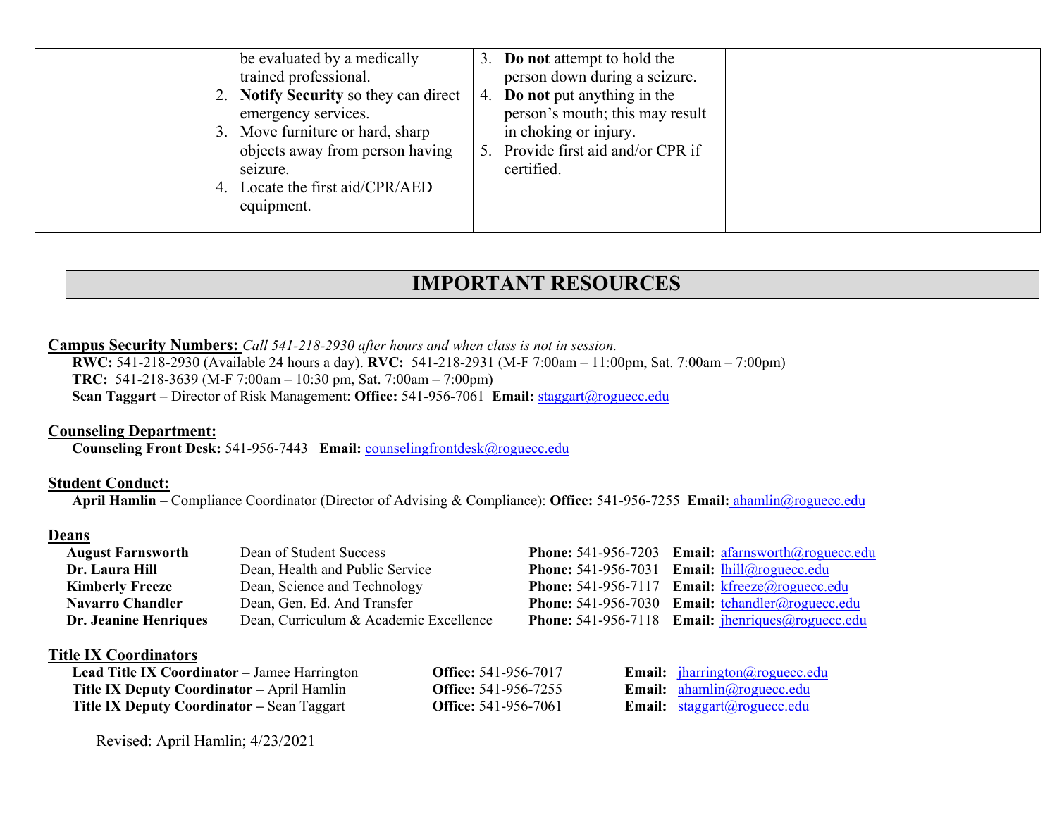|  | be evaluated by a medically trained professional.<br>2. **Notify Security** so they can direct emergency services.<br>3. Move furniture or hard, sharp objects away from person having seizure.<br>4. Locate the first aid/CPR/AED equipment. | 3. **Do not** attempt to hold the person down during a seizure.<br>4. **Do not** put anything in the person's mouth; this may result in choking or injury.<br>5. Provide first aid and/or CPR if certified. |  |
|---|---|---|---|

## IMPORTANT RESOURCES

**Campus Security Numbers:** *Call 541-218-2930 after hours and when class is not in session.*

**RWC:** 541-218-2930 (Available 24 hours a day). **RVC:** 541-218-2931 (M-F 7:00am – 11:00pm, Sat. 7:00am – 7:00pm)
**TRC:** 541-218-3639 (M-F 7:00am – 10:30 pm, Sat. 7:00am – 7:00pm)
**Sean Taggart** – Director of Risk Management: **Office:** 541-956-7061 **Email:** staggart@roguecc.edu

**Counseling Department:**

**Counseling Front Desk:** 541-956-7443 **Email:** counselingfrontdesk@roguecc.edu

**Student Conduct:**

**April Hamlin –** Compliance Coordinator (Director of Advising & Compliance): **Office:** 541-956-7255 **Email:** ahamlin@roguecc.edu

**Deans**

| | | | |
|---|---|---|---|
| **August Farnsworth** | Dean of Student Success | **Phone:** 541-956-7203 | **Email:** afarnsworth@roguecc.edu |
| **Dr. Laura Hill** | Dean, Health and Public Service | **Phone:** 541-956-7031 | **Email:** lhill@roguecc.edu |
| **Kimberly Freeze** | Dean, Science and Technology | **Phone:** 541-956-7117 | **Email:** kfreeze@roguecc.edu |
| **Navarro Chandler** | Dean, Gen. Ed. And Transfer | **Phone:** 541-956-7030 | **Email:** tchandler@roguecc.edu |
| **Dr. Jeanine Henriques** | Dean, Curriculum & Academic Excellence | **Phone:** 541-956-7118 | **Email:** jhenriques@roguecc.edu |

**Title IX Coordinators**

| | | |
|---|---|---|
| **Lead Title IX Coordinator –** Jamee Harrington | **Office:** 541-956-7017 | **Email:** jharrington@roguecc.edu |
| **Title IX Deputy Coordinator –** April Hamlin | **Office:** 541-956-7255 | **Email:** ahamlin@roguecc.edu |
| **Title IX Deputy Coordinator –** Sean Taggart | **Office:** 541-956-7061 | **Email:** staggart@roguecc.edu |

Revised: April Hamlin; 4/23/2021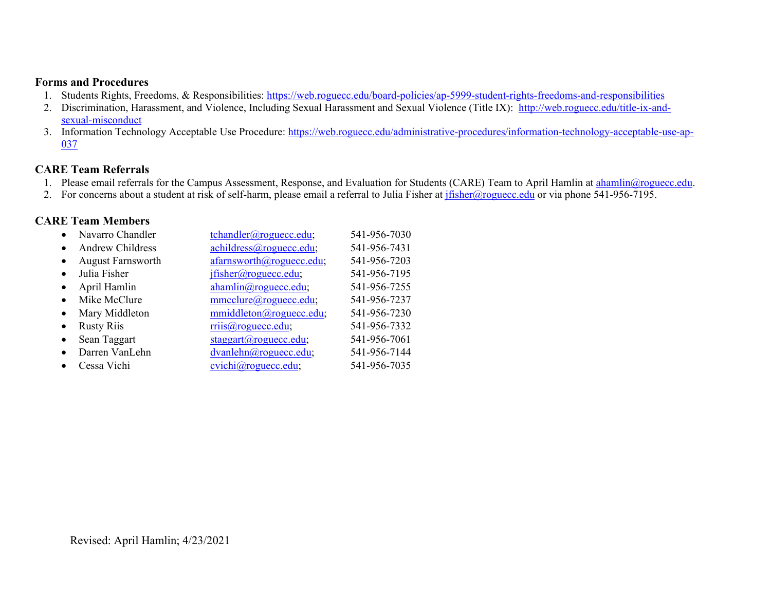**Forms and Procedures**

1. Students Rights, Freedoms, & Responsibilities: https://web.roguecc.edu/board-policies/ap-5999-student-rights-freedoms-and-responsibilities
2. Discrimination, Harassment, and Violence, Including Sexual Harassment and Sexual Violence (Title IX): http://web.roguecc.edu/title-ix-and-sexual-misconduct
3. Information Technology Acceptable Use Procedure: https://web.roguecc.edu/administrative-procedures/information-technology-acceptable-use-ap-037

**CARE Team Referrals**

1. Please email referrals for the Campus Assessment, Response, and Evaluation for Students (CARE) Team to April Hamlin at ahamlin@roguecc.edu.
2. For concerns about a student at risk of self-harm, please email a referral to Julia Fisher at jfisher@roguecc.edu or via phone 541-956-7195.

**CARE Team Members**

- Navarro Chandler — tchandler@roguecc.edu; — 541-956-7030
- Andrew Childress — achildress@roguecc.edu; — 541-956-7431
- August Farnsworth — afarnsworth@roguecc.edu; — 541-956-7203
- Julia Fisher — jfisher@roguecc.edu; — 541-956-7195
- April Hamlin — ahamlin@roguecc.edu; — 541-956-7255
- Mike McClure — mmcclure@roguecc.edu; — 541-956-7237
- Mary Middleton — mmiddleton@roguecc.edu; — 541-956-7230
- Rusty Riis — rriis@roguecc.edu; — 541-956-7332
- Sean Taggart — staggart@roguecc.edu; — 541-956-7061
- Darren VanLehn — dvanlehn@roguecc.edu; — 541-956-7144
- Cessa Vichi — cvichi@roguecc.edu; — 541-956-7035

Revised: April Hamlin; 4/23/2021